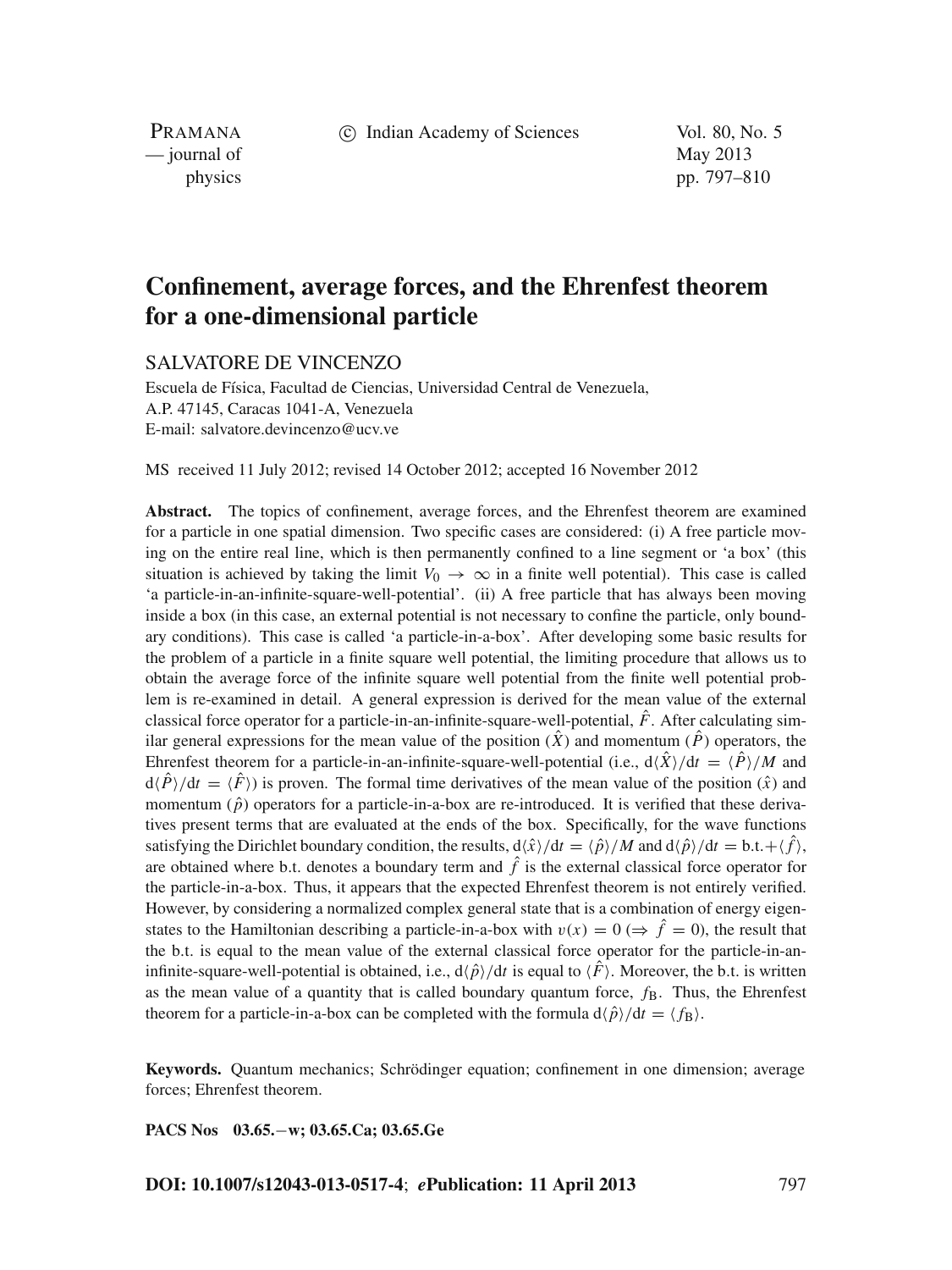# Confinement, average forces, and the Ehrenfest theorem for a one-dimensional particle

SALVATORE DE VINCENZO

Escuela de Física, Facultad de Ciencias, Universidad Central de Venezuela,
A.P. 47145, Caracas 1041-A, Venezuela
E-mail: salvatore.devincenzo@ucv.ve

MS received 11 July 2012; revised 14 October 2012; accepted 16 November 2012

**Abstract.** The topics of confinement, average forces, and the Ehrenfest theorem are examined for a particle in one spatial dimension. Two specific cases are considered: (i) A free particle moving on the entire real line, which is then permanently confined to a line segment or 'a box' (this situation is achieved by taking the limit $V_0 \to \infty$ in a finite well potential). This case is called 'a particle-in-an-infinite-square-well-potential'. (ii) A free particle that has always been moving inside a box (in this case, an external potential is not necessary to confine the particle, only boundary conditions). This case is called 'a particle-in-a-box'. After developing some basic results for the problem of a particle in a finite square well potential, the limiting procedure that allows us to obtain the average force of the infinite square well potential from the finite well potential problem is re-examined in detail. A general expression is derived for the mean value of the external classical force operator for a particle-in-an-infinite-square-well-potential, $\hat{F}$. After calculating similar general expressions for the mean value of the position ($\hat{X}$) and momentum ($\hat{P}$) operators, the Ehrenfest theorem for a particle-in-an-infinite-square-well-potential (i.e., $\mathrm{d}\langle \hat{X} \rangle/\mathrm{d}t = \langle \hat{P} \rangle/M$ and $\mathrm{d}\langle \hat{P} \rangle/\mathrm{d}t = \langle \hat{F} \rangle$) is proven. The formal time derivatives of the mean value of the position ($\hat{x}$) and momentum ($\hat{p}$) operators for a particle-in-a-box are re-introduced. It is verified that these derivatives present terms that are evaluated at the ends of the box. Specifically, for the wave functions satisfying the Dirichlet boundary condition, the results, $\mathrm{d}\langle \hat{x} \rangle/\mathrm{d}t = \langle \hat{p} \rangle/M$ and $\mathrm{d}\langle \hat{p} \rangle/\mathrm{d}t = \text{b.t.} + \langle \hat{f} \rangle$, are obtained where b.t. denotes a boundary term and $\hat{f}$ is the external classical force operator for the particle-in-a-box. Thus, it appears that the expected Ehrenfest theorem is not entirely verified. However, by considering a normalized complex general state that is a combination of energy eigenstates to the Hamiltonian describing a particle-in-a-box with $v(x) = 0$ ($\Rightarrow \hat{f} = 0$), the result that the b.t. is equal to the mean value of the external classical force operator for the particle-in-an-infinite-square-well-potential is obtained, i.e., $\mathrm{d}\langle \hat{p} \rangle/\mathrm{d}t$ is equal to $\langle \hat{F} \rangle$. Moreover, the b.t. is written as the mean value of a quantity that is called boundary quantum force, $f_{\mathrm{B}}$. Thus, the Ehrenfest theorem for a particle-in-a-box can be completed with the formula $\mathrm{d}\langle \hat{p} \rangle/\mathrm{d}t = \langle f_{\mathrm{B}} \rangle$.

**Keywords.** Quantum mechanics; Schrödinger equation; confinement in one dimension; average forces; Ehrenfest theorem.

**PACS Nos** 03.65.−w; 03.65.Ca; 03.65.Ge

**DOI: 10.1007/s12043-013-0517-4**; ***e*Publication: 11 April 2013**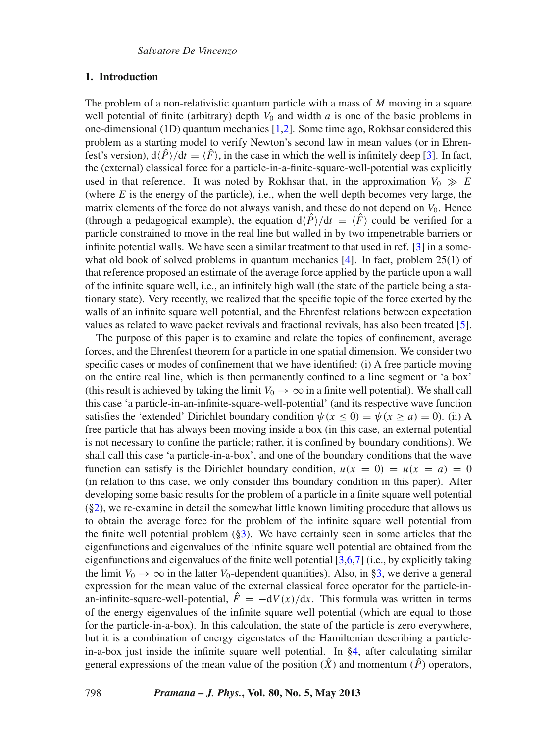## 1. Introduction

The problem of a non-relativistic quantum particle with a mass of $M$ moving in a square well potential of finite (arbitrary) depth $V_0$ and width $a$ is one of the basic problems in one-dimensional (1D) quantum mechanics [1,2]. Some time ago, Rokhsar considered this problem as a starting model to verify Newton's second law in mean values (or in Ehrenfest's version), $\mathrm{d}\langle\hat{P}\rangle/\mathrm{d}t = \langle\hat{F}\rangle$, in the case in which the well is infinitely deep [3]. In fact, the (external) classical force for a particle-in-a-finite-square-well-potential was explicitly used in that reference. It was noted by Rokhsar that, in the approximation $V_0 \gg E$ (where $E$ is the energy of the particle), i.e., when the well depth becomes very large, the matrix elements of the force do not always vanish, and these do not depend on $V_0$. Hence (through a pedagogical example), the equation $\mathrm{d}\langle\hat{P}\rangle/\mathrm{d}t = \langle\hat{F}\rangle$ could be verified for a particle constrained to move in the real line but walled in by two impenetrable barriers or infinite potential walls. We have seen a similar treatment to that used in ref. [3] in a somewhat old book of solved problems in quantum mechanics [4]. In fact, problem 25(1) of that reference proposed an estimate of the average force applied by the particle upon a wall of the infinite square well, i.e., an infinitely high wall (the state of the particle being a stationary state). Very recently, we realized that the specific topic of the force exerted by the walls of an infinite square well potential, and the Ehrenfest relations between expectation values as related to wave packet revivals and fractional revivals, has also been treated [5].

The purpose of this paper is to examine and relate the topics of confinement, average forces, and the Ehrenfest theorem for a particle in one spatial dimension. We consider two specific cases or modes of confinement that we have identified: (i) A free particle moving on the entire real line, which is then permanently confined to a line segment or 'a box' (this result is achieved by taking the limit $V_0 \to \infty$ in a finite well potential). We shall call this case 'a particle-in-an-infinite-square-well-potential' (and its respective wave function satisfies the 'extended' Dirichlet boundary condition $\psi(x \leq 0) = \psi(x \geq a) = 0$). (ii) A free particle that has always been moving inside a box (in this case, an external potential is not necessary to confine the particle; rather, it is confined by boundary conditions). We shall call this case 'a particle-in-a-box', and one of the boundary conditions that the wave function can satisfy is the Dirichlet boundary condition, $u(x = 0) = u(x = a) = 0$ (in relation to this case, we only consider this boundary condition in this paper). After developing some basic results for the problem of a particle in a finite square well potential (§2), we re-examine in detail the somewhat little known limiting procedure that allows us to obtain the average force for the problem of the infinite square well potential from the finite well potential problem (§3). We have certainly seen in some articles that the eigenfunctions and eigenvalues of the infinite square well potential are obtained from the eigenfunctions and eigenvalues of the finite well potential [3,6,7] (i.e., by explicitly taking the limit $V_0 \to \infty$ in the latter $V_0$-dependent quantities). Also, in §3, we derive a general expression for the mean value of the external classical force operator for the particle-in-an-infinite-square-well-potential, $\hat{F} = -\mathrm{d}V(x)/\mathrm{d}x$. This formula was written in terms of the energy eigenvalues of the infinite square well potential (which are equal to those for the particle-in-a-box). In this calculation, the state of the particle is zero everywhere, but it is a combination of energy eigenstates of the Hamiltonian describing a particle-in-a-box just inside the infinite square well potential. In §4, after calculating similar general expressions of the mean value of the position ($\hat{X}$) and momentum ($\hat{P}$) operators,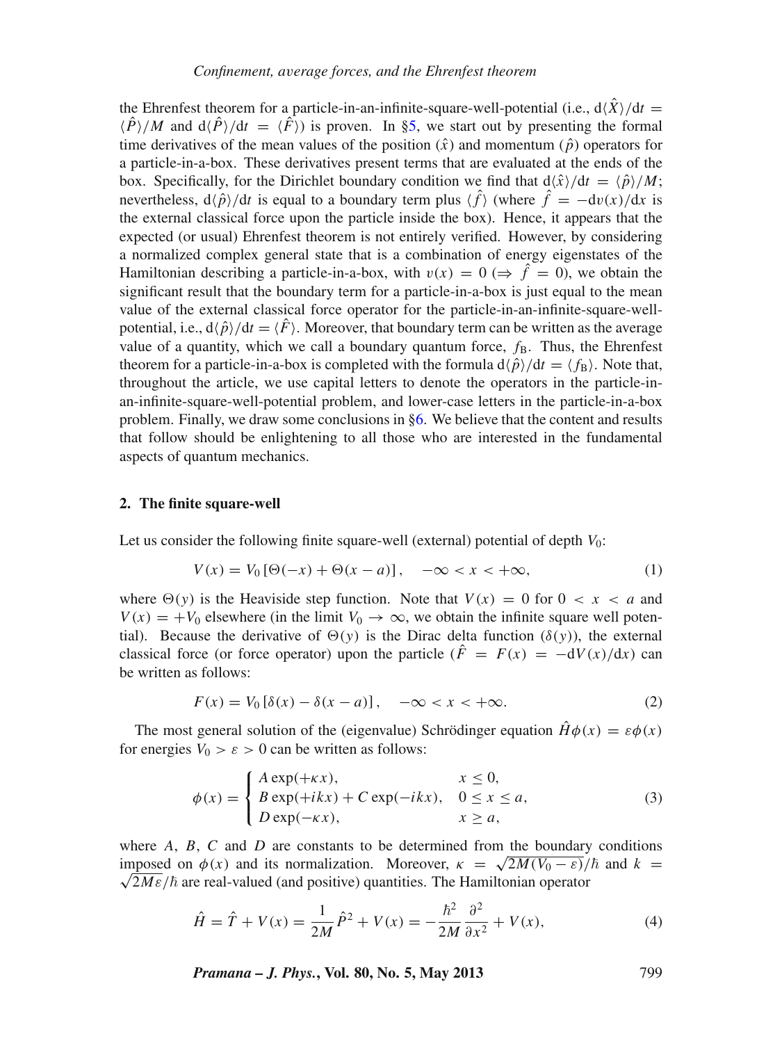the Ehrenfest theorem for a particle-in-an-infinite-square-well-potential (i.e., $\mathrm{d}\langle\hat{X}\rangle/\mathrm{d}t = \langle\hat{P}\rangle/M$ and $\mathrm{d}\langle\hat{P}\rangle/\mathrm{d}t = \langle\hat{F}\rangle$) is proven. In §5, we start out by presenting the formal time derivatives of the mean values of the position ($\hat{x}$) and momentum ($\hat{p}$) operators for a particle-in-a-box. These derivatives present terms that are evaluated at the ends of the box. Specifically, for the Dirichlet boundary condition we find that $\mathrm{d}\langle\hat{x}\rangle/\mathrm{d}t = \langle\hat{p}\rangle/M$; nevertheless, $\mathrm{d}\langle\hat{p}\rangle/\mathrm{d}t$ is equal to a boundary term plus $\langle\hat{f}\rangle$ (where $\hat{f} = -\mathrm{d}v(x)/\mathrm{d}x$ is the external classical force upon the particle inside the box). Hence, it appears that the expected (or usual) Ehrenfest theorem is not entirely verified. However, by considering a normalized complex general state that is a combination of energy eigenstates of the Hamiltonian describing a particle-in-a-box, with $v(x) = 0$ ($\Rightarrow \hat{f} = 0$), we obtain the significant result that the boundary term for a particle-in-a-box is just equal to the mean value of the external classical force operator for the particle-in-an-infinite-square-well-potential, i.e., $\mathrm{d}\langle\hat{p}\rangle/\mathrm{d}t = \langle\hat{F}\rangle$. Moreover, that boundary term can be written as the average value of a quantity, which we call a boundary quantum force, $f_{\mathrm{B}}$. Thus, the Ehrenfest theorem for a particle-in-a-box is completed with the formula $\mathrm{d}\langle\hat{p}\rangle/\mathrm{d}t = \langle f_{\mathrm{B}}\rangle$. Note that, throughout the article, we use capital letters to denote the operators in the particle-in-an-infinite-square-well-potential problem, and lower-case letters in the particle-in-a-box problem. Finally, we draw some conclusions in §6. We believe that the content and results that follow should be enlightening to all those who are interested in the fundamental aspects of quantum mechanics.

## 2. The finite square-well

Let us consider the following finite square-well (external) potential of depth $V_0$:

$$V(x) = V_0\left[\Theta(-x) + \Theta(x-a)\right], \quad -\infty < x < +\infty, \tag{1}$$

where $\Theta(y)$ is the Heaviside step function. Note that $V(x) = 0$ for $0 < x < a$ and $V(x) = +V_0$ elsewhere (in the limit $V_0 \to \infty$, we obtain the infinite square well potential). Because the derivative of $\Theta(y)$ is the Dirac delta function ($\delta(y)$), the external classical force (or force operator) upon the particle ($\hat{F} = F(x) = -\mathrm{d}V(x)/\mathrm{d}x$) can be written as follows:

$$F(x) = V_0\left[\delta(x) - \delta(x-a)\right], \quad -\infty < x < +\infty. \tag{2}$$

The most general solution of the (eigenvalue) Schrödinger equation $\hat{H}\phi(x) = \varepsilon\phi(x)$ for energies $V_0 > \varepsilon > 0$ can be written as follows:

$$\phi(x) = \begin{cases} A\exp(+\kappa x), & x \le 0, \\ B\exp(+ikx) + C\exp(-ikx), & 0 \le x \le a, \\ D\exp(-\kappa x), & x \ge a, \end{cases} \tag{3}$$

where $A$, $B$, $C$ and $D$ are constants to be determined from the boundary conditions imposed on $\phi(x)$ and its normalization. Moreover, $\kappa = \sqrt{2M(V_0 - \varepsilon)}/\hbar$ and $k = \sqrt{2M\varepsilon}/\hbar$ are real-valued (and positive) quantities. The Hamiltonian operator

$$\hat{H} = \hat{T} + V(x) = \frac{1}{2M}\hat{P}^2 + V(x) = -\frac{\hbar^2}{2M}\frac{\partial^2}{\partial x^2} + V(x), \tag{4}$$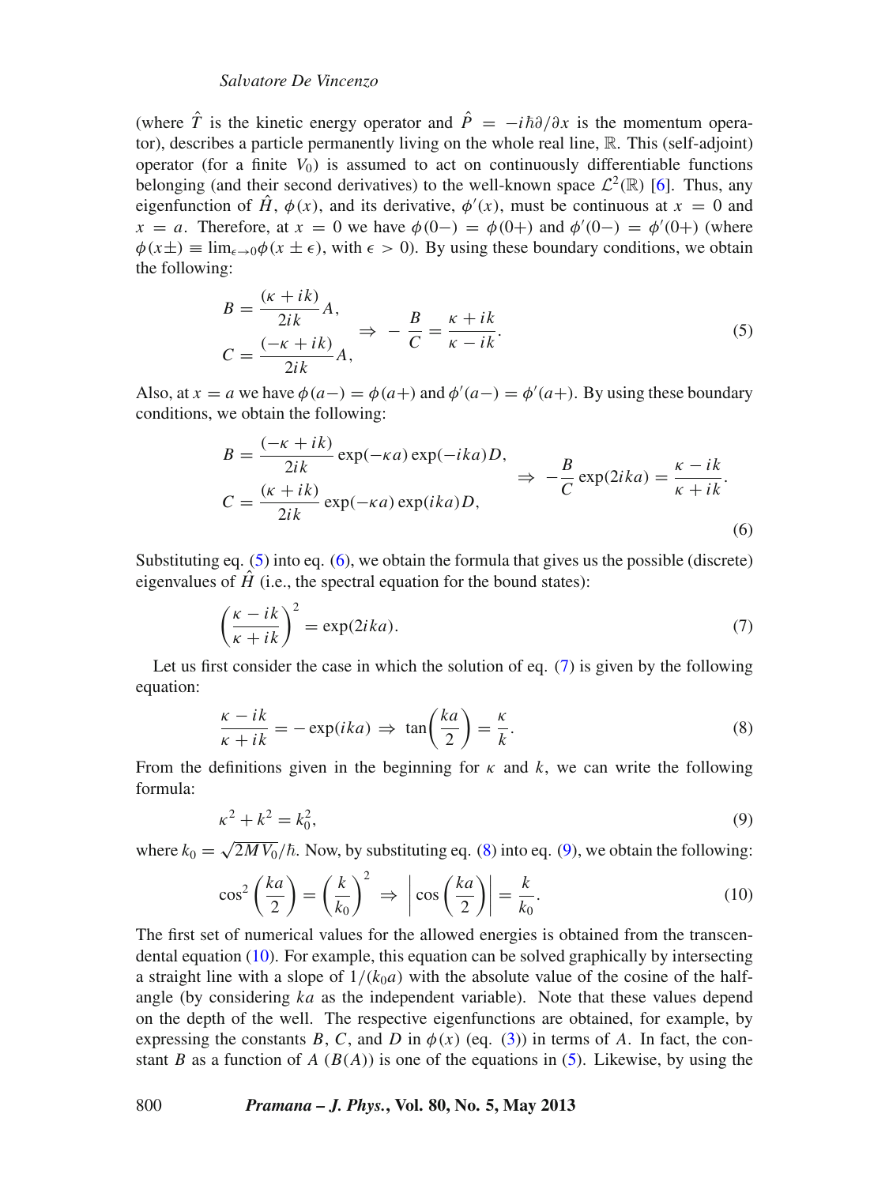(where $\hat{T}$ is the kinetic energy operator and $\hat{P} = -i\hbar\partial/\partial x$ is the momentum operator), describes a particle permanently living on the whole real line, $\mathbb{R}$. This (self-adjoint) operator (for a finite $V_0$) is assumed to act on continuously differentiable functions belonging (and their second derivatives) to the well-known space $\mathcal{L}^2(\mathbb{R})$ [6]. Thus, any eigenfunction of $\hat{H}$, $\phi(x)$, and its derivative, $\phi'(x)$, must be continuous at $x = 0$ and $x = a$. Therefore, at $x = 0$ we have $\phi(0-) = \phi(0+)$ and $\phi'(0-) = \phi'(0+)$ (where $\phi(x\pm) \equiv \lim_{\epsilon \to 0} \phi(x \pm \epsilon)$, with $\epsilon > 0$). By using these boundary conditions, we obtain the following:

$$
\left.\begin{aligned}
B &= \frac{(\kappa + ik)}{2ik} A, \\
C &= \frac{(-\kappa + ik)}{2ik} A,
\end{aligned}\right\} \Rightarrow \; -\frac{B}{C} = \frac{\kappa + ik}{\kappa - ik}. \tag{5}
$$

Also, at $x = a$ we have $\phi(a-) = \phi(a+)$ and $\phi'(a-) = \phi'(a+)$. By using these boundary conditions, we obtain the following:

$$
\left.\begin{aligned}
B &= \frac{(-\kappa + ik)}{2ik} \exp(-\kappa a) \exp(-ika) D, \\
C &= \frac{(\kappa + ik)}{2ik} \exp(-\kappa a) \exp(ika) D,
\end{aligned}\right\} \Rightarrow \; -\frac{B}{C} \exp(2ika) = \frac{\kappa - ik}{\kappa + ik}. \tag{6}
$$

Substituting eq. (5) into eq. (6), we obtain the formula that gives us the possible (discrete) eigenvalues of $\hat{H}$ (i.e., the spectral equation for the bound states):

$$
\left(\frac{\kappa - ik}{\kappa + ik}\right)^2 = \exp(2ika). \tag{7}
$$

Let us first consider the case in which the solution of eq. (7) is given by the following equation:

$$
\frac{\kappa - ik}{\kappa + ik} = -\exp(ika) \; \Rightarrow \; \tan\left(\frac{ka}{2}\right) = \frac{\kappa}{k}. \tag{8}
$$

From the definitions given in the beginning for $\kappa$ and $k$, we can write the following formula:

$$
\kappa^2 + k^2 = k_0^2, \tag{9}
$$

where $k_0 = \sqrt{2MV_0}/\hbar$. Now, by substituting eq. (8) into eq. (9), we obtain the following:

$$
\cos^2\left(\frac{ka}{2}\right) = \left(\frac{k}{k_0}\right)^2 \; \Rightarrow \; \left|\cos\left(\frac{ka}{2}\right)\right| = \frac{k}{k_0}. \tag{10}
$$

The first set of numerical values for the allowed energies is obtained from the transcendental equation (10). For example, this equation can be solved graphically by intersecting a straight line with a slope of $1/(k_0 a)$ with the absolute value of the cosine of the half-angle (by considering $ka$ as the independent variable). Note that these values depend on the depth of the well. The respective eigenfunctions are obtained, for example, by expressing the constants $B$, $C$, and $D$ in $\phi(x)$ (eq. (3)) in terms of $A$. In fact, the constant $B$ as a function of $A$ ($B(A)$) is one of the equations in (5). Likewise, by using the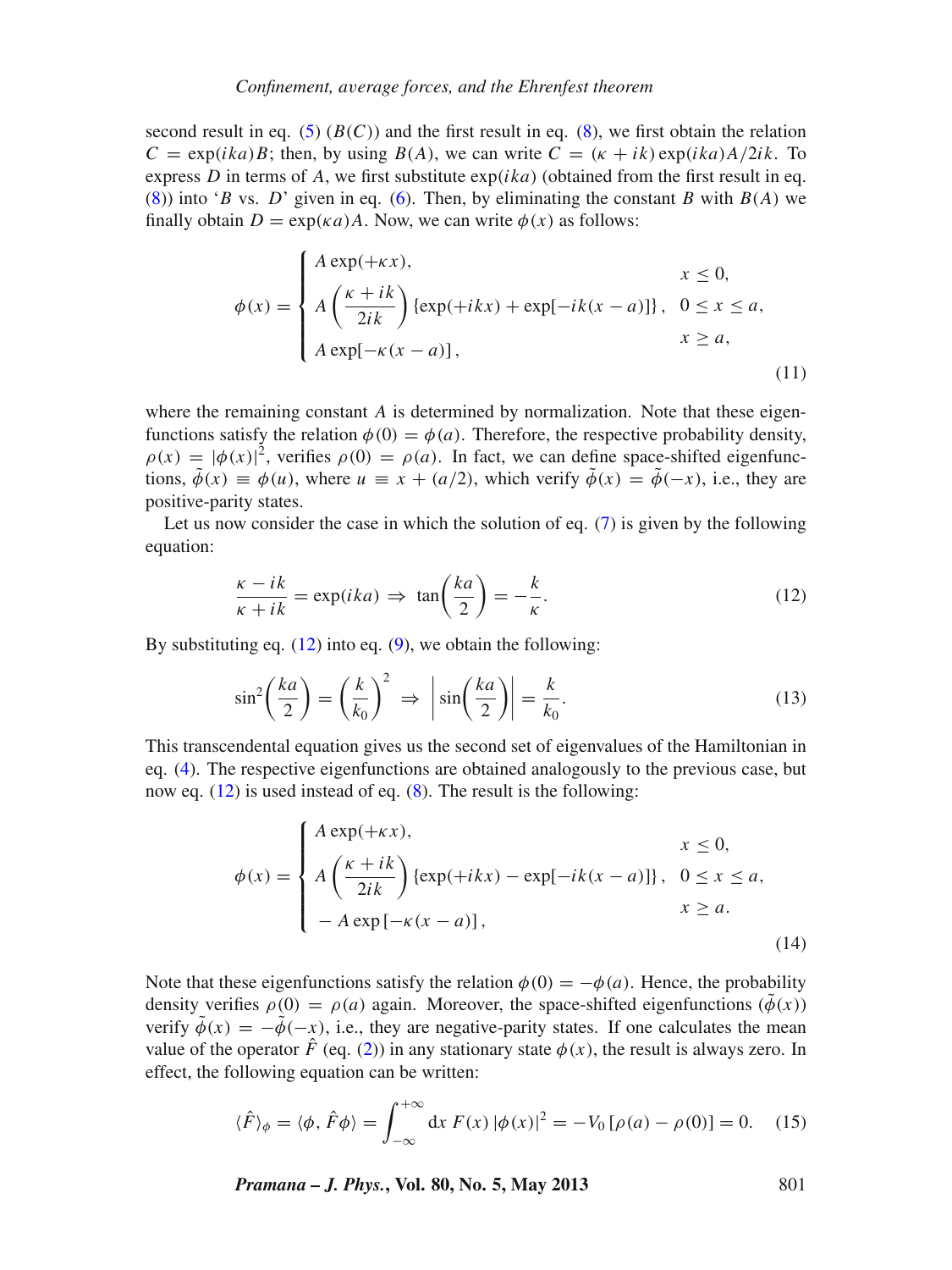second result in eq. (5) ($B(C)$) and the first result in eq. (8), we first obtain the relation $C = \exp(ika)B$; then, by using $B(A)$, we can write $C = (\kappa + ik)\exp(ika)A/2ik$. To express $D$ in terms of $A$, we first substitute $\exp(ika)$ (obtained from the first result in eq. (8)) into '$B$ vs. $D$' given in eq. (6). Then, by eliminating the constant $B$ with $B(A)$ we finally obtain $D = \exp(\kappa a)A$. Now, we can write $\phi(x)$ as follows:

$$\phi(x) = \begin{cases} A\exp(+\kappa x), & x \le 0, \\ A\left(\dfrac{\kappa + ik}{2ik}\right)\{\exp(+ikx) + \exp[-ik(x-a)]\}, & 0 \le x \le a, \\ A\exp[-\kappa(x-a)], & x \ge a, \end{cases} \tag{11}$$

where the remaining constant $A$ is determined by normalization. Note that these eigenfunctions satisfy the relation $\phi(0) = \phi(a)$. Therefore, the respective probability density, $\rho(x) = |\phi(x)|^2$, verifies $\rho(0) = \rho(a)$. In fact, we can define space-shifted eigenfunctions, $\tilde{\phi}(x) \equiv \phi(u)$, where $u \equiv x + (a/2)$, which verify $\tilde{\phi}(x) = \tilde{\phi}(-x)$, i.e., they are positive-parity states.

Let us now consider the case in which the solution of eq. (7) is given by the following equation:

$$\frac{\kappa - ik}{\kappa + ik} = \exp(ika) \;\Rightarrow\; \tan\left(\frac{ka}{2}\right) = -\frac{k}{\kappa}. \tag{12}$$

By substituting eq. (12) into eq. (9), we obtain the following:

$$\sin^2\left(\frac{ka}{2}\right) = \left(\frac{k}{k_0}\right)^2 \;\Rightarrow\; \left|\sin\left(\frac{ka}{2}\right)\right| = \frac{k}{k_0}. \tag{13}$$

This transcendental equation gives us the second set of eigenvalues of the Hamiltonian in eq. (4). The respective eigenfunctions are obtained analogously to the previous case, but now eq. (12) is used instead of eq. (8). The result is the following:

$$\phi(x) = \begin{cases} A\exp(+\kappa x), & x \le 0, \\ A\left(\dfrac{\kappa + ik}{2ik}\right)\{\exp(+ikx) - \exp[-ik(x-a)]\}, & 0 \le x \le a, \\ -A\exp[-\kappa(x-a)], & x \ge a. \end{cases} \tag{14}$$

Note that these eigenfunctions satisfy the relation $\phi(0) = -\phi(a)$. Hence, the probability density verifies $\rho(0) = \rho(a)$ again. Moreover, the space-shifted eigenfunctions ($\tilde{\phi}(x)$) verify $\tilde{\phi}(x) = -\tilde{\phi}(-x)$, i.e., they are negative-parity states. If one calculates the mean value of the operator $\hat{F}$ (eq. (2)) in any stationary state $\phi(x)$, the result is always zero. In effect, the following equation can be written:

$$\langle \hat{F} \rangle_\phi = \langle \phi, \hat{F}\phi \rangle = \int_{-\infty}^{+\infty} \mathrm{d}x\, F(x)\,|\phi(x)|^2 = -V_0\,[\rho(a) - \rho(0)] = 0. \tag{15}$$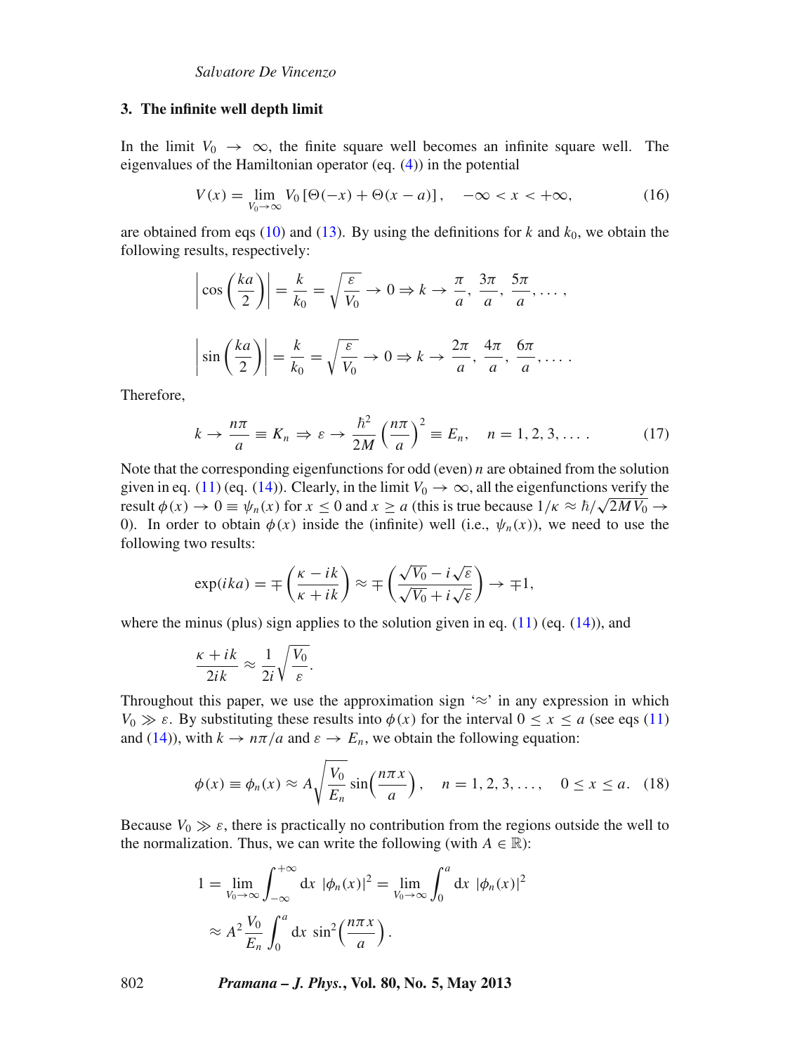## 3. The infinite well depth limit

In the limit $V_0 \to \infty$, the finite square well becomes an infinite square well. The eigenvalues of the Hamiltonian operator (eq. (4)) in the potential

$$V(x) = \lim_{V_0 \to \infty} V_0 \left[\Theta(-x) + \Theta(x-a)\right], \quad -\infty < x < +\infty, \tag{16}$$

are obtained from eqs (10) and (13). By using the definitions for $k$ and $k_0$, we obtain the following results, respectively:

$$\left|\cos\left(\frac{ka}{2}\right)\right| = \frac{k}{k_0} = \sqrt{\frac{\varepsilon}{V_0}} \to 0 \Rightarrow k \to \frac{\pi}{a}, \ \frac{3\pi}{a}, \ \frac{5\pi}{a}, \dots,$$

$$\left|\sin\left(\frac{ka}{2}\right)\right| = \frac{k}{k_0} = \sqrt{\frac{\varepsilon}{V_0}} \to 0 \Rightarrow k \to \frac{2\pi}{a}, \ \frac{4\pi}{a}, \ \frac{6\pi}{a}, \dots .$$

Therefore,

$$k \to \frac{n\pi}{a} \equiv K_n \Rightarrow \varepsilon \to \frac{\hbar^2}{2M}\left(\frac{n\pi}{a}\right)^2 \equiv E_n, \quad n = 1, 2, 3, \dots . \tag{17}$$

Note that the corresponding eigenfunctions for odd (even) $n$ are obtained from the solution given in eq. (11) (eq. (14)). Clearly, in the limit $V_0 \to \infty$, all the eigenfunctions verify the result $\phi(x) \to 0 \equiv \psi_n(x)$ for $x \le 0$ and $x \ge a$ (this is true because $1/\kappa \approx \hbar/\sqrt{2MV_0} \to 0$). In order to obtain $\phi(x)$ inside the (infinite) well (i.e., $\psi_n(x)$), we need to use the following two results:

$$\exp(ika) = \mp\left(\frac{\kappa - ik}{\kappa + ik}\right) \approx \mp\left(\frac{\sqrt{V_0} - i\sqrt{\varepsilon}}{\sqrt{V_0} + i\sqrt{\varepsilon}}\right) \to \mp 1,$$

where the minus (plus) sign applies to the solution given in eq. (11) (eq. (14)), and

$$\frac{\kappa + ik}{2ik} \approx \frac{1}{2i}\sqrt{\frac{V_0}{\varepsilon}}.$$

Throughout this paper, we use the approximation sign '$\approx$' in any expression in which $V_0 \gg \varepsilon$. By substituting these results into $\phi(x)$ for the interval $0 \le x \le a$ (see eqs (11) and (14)), with $k \to n\pi/a$ and $\varepsilon \to E_n$, we obtain the following equation:

$$\phi(x) \equiv \phi_n(x) \approx A\sqrt{\frac{V_0}{E_n}} \sin\left(\frac{n\pi x}{a}\right), \quad n = 1, 2, 3, \dots, \quad 0 \le x \le a. \tag{18}$$

Because $V_0 \gg \varepsilon$, there is practically no contribution from the regions outside the well to the normalization. Thus, we can write the following (with $A \in \mathbb{R}$):

$$1 = \lim_{V_0 \to \infty} \int_{-\infty}^{+\infty} \mathrm{d}x \ |\phi_n(x)|^2 = \lim_{V_0 \to \infty} \int_0^a \mathrm{d}x \ |\phi_n(x)|^2$$

$$\approx A^2 \frac{V_0}{E_n} \int_0^a \mathrm{d}x \ \sin^2\left(\frac{n\pi x}{a}\right).$$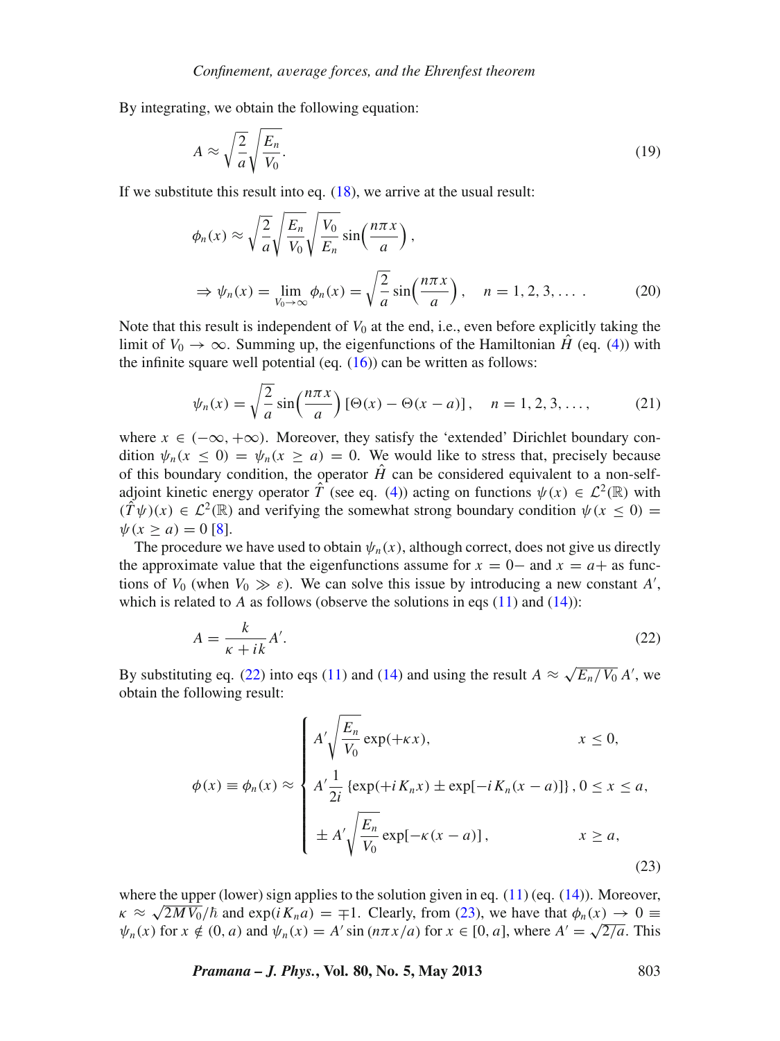By integrating, we obtain the following equation:

$$A \approx \sqrt{\frac{2}{a}}\sqrt{\frac{E_n}{V_0}}. \tag{19}$$

If we substitute this result into eq. (18), we arrive at the usual result:

$$\phi_n(x) \approx \sqrt{\frac{2}{a}}\sqrt{\frac{E_n}{V_0}}\sqrt{\frac{V_0}{E_n}}\sin\left(\frac{n\pi x}{a}\right),$$

$$\Rightarrow \psi_n(x) = \lim_{V_0\to\infty}\phi_n(x) = \sqrt{\frac{2}{a}}\sin\left(\frac{n\pi x}{a}\right), \quad n = 1, 2, 3, \ldots . \tag{20}$$

Note that this result is independent of $V_0$ at the end, i.e., even before explicitly taking the limit of $V_0 \to \infty$. Summing up, the eigenfunctions of the Hamiltonian $\hat{H}$ (eq. (4)) with the infinite square well potential (eq. (16)) can be written as follows:

$$\psi_n(x) = \sqrt{\frac{2}{a}}\sin\left(\frac{n\pi x}{a}\right)[\Theta(x) - \Theta(x-a)], \quad n = 1, 2, 3, \ldots, \tag{21}$$

where $x \in (-\infty, +\infty)$. Moreover, they satisfy the 'extended' Dirichlet boundary condition $\psi_n(x \leq 0) = \psi_n(x \geq a) = 0$. We would like to stress that, precisely because of this boundary condition, the operator $\hat{H}$ can be considered equivalent to a non-self-adjoint kinetic energy operator $\hat{T}$ (see eq. (4)) acting on functions $\psi(x) \in \mathcal{L}^2(\mathbb{R})$ with $(\hat{T}\psi)(x) \in \mathcal{L}^2(\mathbb{R})$ and verifying the somewhat strong boundary condition $\psi(x \leq 0) = \psi(x \geq a) = 0$ [8].

The procedure we have used to obtain $\psi_n(x)$, although correct, does not give us directly the approximate value that the eigenfunctions assume for $x = 0-$ and $x = a+$ as functions of $V_0$ (when $V_0 \gg \varepsilon$). We can solve this issue by introducing a new constant $A'$, which is related to $A$ as follows (observe the solutions in eqs (11) and (14)):

$$A = \frac{k}{\kappa + ik}A'. \tag{22}$$

By substituting eq. (22) into eqs (11) and (14) and using the result $A \approx \sqrt{E_n/V_0}\,A'$, we obtain the following result:

$$\phi(x) \equiv \phi_n(x) \approx \begin{cases} A'\sqrt{\dfrac{E_n}{V_0}}\exp(+\kappa x), & x \leq 0, \\[2ex] A'\dfrac{1}{2i}\left\{\exp(+iK_n x) \pm \exp[-iK_n(x-a)]\right\}, & 0 \leq x \leq a, \\[2ex] \pm A'\sqrt{\dfrac{E_n}{V_0}}\exp[-\kappa(x-a)], & x \geq a, \end{cases} \tag{23}$$

where the upper (lower) sign applies to the solution given in eq. (11) (eq. (14)). Moreover, $\kappa \approx \sqrt{2MV_0}/\hbar$ and $\exp(iK_n a) = \mp 1$. Clearly, from (23), we have that $\phi_n(x) \to 0 \equiv \psi_n(x)$ for $x \notin (0, a)$ and $\psi_n(x) = A'\sin(n\pi x/a)$ for $x \in [0, a]$, where $A' = \sqrt{2/a}$. This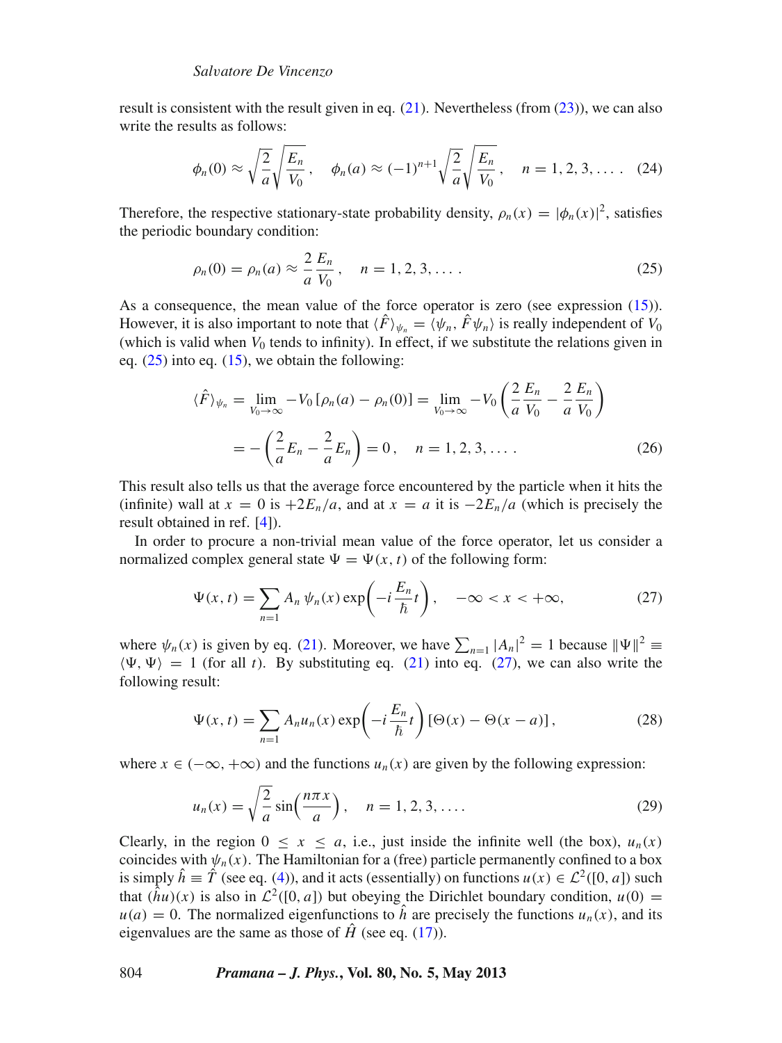result is consistent with the result given in eq. (21). Nevertheless (from (23)), we can also write the results as follows:

$$\phi_n(0) \approx \sqrt{\frac{2}{a}}\sqrt{\frac{E_n}{V_0}}\,, \quad \phi_n(a) \approx (-1)^{n+1}\sqrt{\frac{2}{a}}\sqrt{\frac{E_n}{V_0}}\,, \quad n = 1, 2, 3, \ldots . \tag{24}$$

Therefore, the respective stationary-state probability density, $\rho_n(x) = |\phi_n(x)|^2$, satisfies the periodic boundary condition:

$$\rho_n(0) = \rho_n(a) \approx \frac{2}{a}\frac{E_n}{V_0}\,, \quad n = 1, 2, 3, \ldots . \tag{25}$$

As a consequence, the mean value of the force operator is zero (see expression (15)). However, it is also important to note that $\langle \hat{F} \rangle_{\psi_n} = \langle \psi_n, \hat{F}\psi_n \rangle$ is really independent of $V_0$ (which is valid when $V_0$ tends to infinity). In effect, if we substitute the relations given in eq. (25) into eq. (15), we obtain the following:

$$\begin{aligned}\langle \hat{F} \rangle_{\psi_n} &= \lim_{V_0 \to \infty} -V_0\left[\rho_n(a) - \rho_n(0)\right] = \lim_{V_0 \to \infty} -V_0\left(\frac{2}{a}\frac{E_n}{V_0} - \frac{2}{a}\frac{E_n}{V_0}\right) \\ &= -\left(\frac{2}{a}E_n - \frac{2}{a}E_n\right) = 0\,, \quad n = 1, 2, 3, \ldots .\end{aligned} \tag{26}$$

This result also tells us that the average force encountered by the particle when it hits the (infinite) wall at $x = 0$ is $+2E_n/a$, and at $x = a$ it is $-2E_n/a$ (which is precisely the result obtained in ref. [4]).

In order to procure a non-trivial mean value of the force operator, let us consider a normalized complex general state $\Psi = \Psi(x, t)$ of the following form:

$$\Psi(x, t) = \sum_{n=1} A_n\, \psi_n(x) \exp\left(-i\frac{E_n}{\hbar}t\right), \quad -\infty < x < +\infty, \tag{27}$$

where $\psi_n(x)$ is given by eq. (21). Moreover, we have $\sum_{n=1} |A_n|^2 = 1$ because $\|\Psi\|^2 \equiv \langle \Psi, \Psi \rangle = 1$ (for all $t$). By substituting eq. (21) into eq. (27), we can also write the following result:

$$\Psi(x, t) = \sum_{n=1} A_n u_n(x) \exp\left(-i\frac{E_n}{\hbar}t\right)\left[\Theta(x) - \Theta(x - a)\right], \tag{28}$$

where $x \in (-\infty, +\infty)$ and the functions $u_n(x)$ are given by the following expression:

$$u_n(x) = \sqrt{\frac{2}{a}}\sin\left(\frac{n\pi x}{a}\right), \quad n = 1, 2, 3, \ldots . \tag{29}$$

Clearly, in the region $0 \leq x \leq a$, i.e., just inside the infinite well (the box), $u_n(x)$ coincides with $\psi_n(x)$. The Hamiltonian for a (free) particle permanently confined to a box is simply $\hat{h} \equiv \hat{T}$ (see eq. (4)), and it acts (essentially) on functions $u(x) \in \mathcal{L}^2([0, a])$ such that $(\hat{h}u)(x)$ is also in $\mathcal{L}^2([0, a])$ but obeying the Dirichlet boundary condition, $u(0) = u(a) = 0$. The normalized eigenfunctions to $\hat{h}$ are precisely the functions $u_n(x)$, and its eigenvalues are the same as those of $\hat{H}$ (see eq. (17)).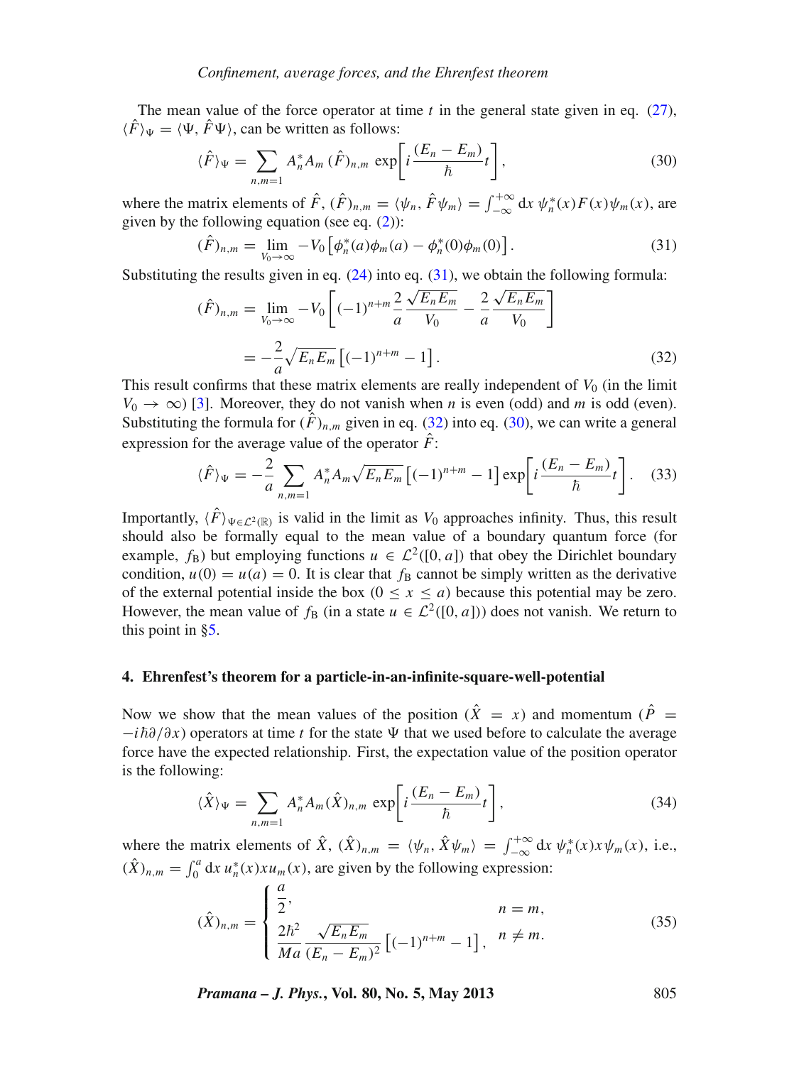The mean value of the force operator at time $t$ in the general state given in eq. (27), $\langle \hat{F} \rangle_\Psi = \langle \Psi, \hat{F}\Psi \rangle$, can be written as follows:

$$\langle \hat{F} \rangle_\Psi = \sum_{n,m=1} A_n^* A_m \, (\hat{F})_{n,m} \, \exp\left[ i \frac{(E_n - E_m)}{\hbar} t \right], \tag{30}$$

where the matrix elements of $\hat{F}$, $(\hat{F})_{n,m} = \langle \psi_n, \hat{F}\psi_m \rangle = \int_{-\infty}^{+\infty} \mathrm{d}x \, \psi_n^*(x) F(x) \psi_m(x)$, are given by the following equation (see eq. (2)):

$$(\hat{F})_{n,m} = \lim_{V_0 \to \infty} -V_0 \left[ \phi_n^*(a)\phi_m(a) - \phi_n^*(0)\phi_m(0) \right]. \tag{31}$$

Substituting the results given in eq. (24) into eq. (31), we obtain the following formula:

$$\begin{aligned}(\hat{F})_{n,m} &= \lim_{V_0 \to \infty} -V_0 \left[ (-1)^{n+m} \frac{2}{a} \frac{\sqrt{E_n E_m}}{V_0} - \frac{2}{a} \frac{\sqrt{E_n E_m}}{V_0} \right] \\ &= -\frac{2}{a} \sqrt{E_n E_m} \left[ (-1)^{n+m} - 1 \right].\end{aligned} \tag{32}$$

This result confirms that these matrix elements are really independent of $V_0$ (in the limit $V_0 \to \infty$) [3]. Moreover, they do not vanish when $n$ is even (odd) and $m$ is odd (even). Substituting the formula for $(\hat{F})_{n,m}$ given in eq. (32) into eq. (30), we can write a general expression for the average value of the operator $\hat{F}$:

$$\langle \hat{F} \rangle_\Psi = -\frac{2}{a} \sum_{n,m=1} A_n^* A_m \sqrt{E_n E_m} \left[ (-1)^{n+m} - 1 \right] \exp\left[ i \frac{(E_n - E_m)}{\hbar} t \right]. \tag{33}$$

Importantly, $\langle \hat{F} \rangle_{\Psi \in \mathcal{L}^2(\mathbb{R})}$ is valid in the limit as $V_0$ approaches infinity. Thus, this result should also be formally equal to the mean value of a boundary quantum force (for example, $f_\mathrm{B}$) but employing functions $u \in \mathcal{L}^2([0, a])$ that obey the Dirichlet boundary condition, $u(0) = u(a) = 0$. It is clear that $f_\mathrm{B}$ cannot be simply written as the derivative of the external potential inside the box ($0 \le x \le a$) because this potential may be zero. However, the mean value of $f_\mathrm{B}$ (in a state $u \in \mathcal{L}^2([0, a])$) does not vanish. We return to this point in §5.

## 4. Ehrenfest's theorem for a particle-in-an-infinite-square-well-potential

Now we show that the mean values of the position ($\hat{X} = x$) and momentum ($\hat{P} = -i\hbar\partial/\partial x$) operators at time $t$ for the state $\Psi$ that we used before to calculate the average force have the expected relationship. First, the expectation value of the position operator is the following:

$$\langle \hat{X} \rangle_\Psi = \sum_{n,m=1} A_n^* A_m (\hat{X})_{n,m} \, \exp\left[ i \frac{(E_n - E_m)}{\hbar} t \right], \tag{34}$$

where the matrix elements of $\hat{X}$, $(\hat{X})_{n,m} = \langle \psi_n, \hat{X}\psi_m \rangle = \int_{-\infty}^{+\infty} \mathrm{d}x \, \psi_n^*(x) x \psi_m(x)$, i.e., $(\hat{X})_{n,m} = \int_0^a \mathrm{d}x \, u_n^*(x) x u_m(x)$, are given by the following expression:

$$(\hat{X})_{n,m} = \begin{cases} \dfrac{a}{2}, & n = m, \\[2ex] \dfrac{2\hbar^2}{Ma} \dfrac{\sqrt{E_n E_m}}{(E_n - E_m)^2} \left[ (-1)^{n+m} - 1 \right], & n \neq m. \end{cases} \tag{35}$$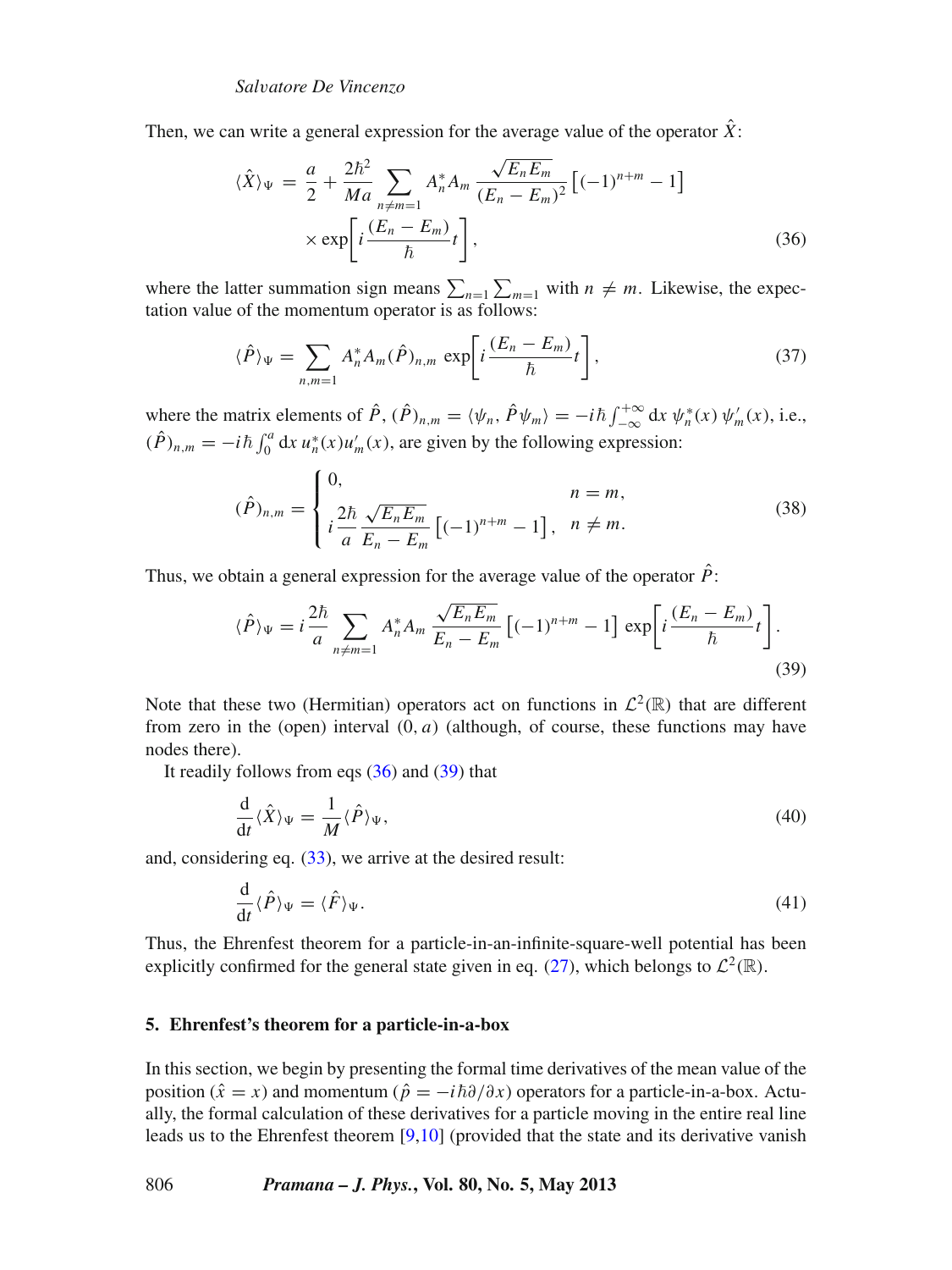Then, we can write a general expression for the average value of the operator $\hat{X}$:

$$\langle \hat{X} \rangle_{\Psi} = \frac{a}{2} + \frac{2\hbar^2}{Ma} \sum_{n \neq m=1} A_n^* A_m \frac{\sqrt{E_n E_m}}{(E_n - E_m)^2} \left[ (-1)^{n+m} - 1 \right] \times \exp\left[ i \frac{(E_n - E_m)}{\hbar} t \right], \tag{36}$$

where the latter summation sign means $\sum_{n=1} \sum_{m=1}$ with $n \neq m$. Likewise, the expectation value of the momentum operator is as follows:

$$\langle \hat{P} \rangle_{\Psi} = \sum_{n,m=1} A_n^* A_m (\hat{P})_{n,m} \exp\left[ i \frac{(E_n - E_m)}{\hbar} t \right], \tag{37}$$

where the matrix elements of $\hat{P}$, $(\hat{P})_{n,m} = \langle \psi_n, \hat{P} \psi_m \rangle = -i\hbar \int_{-\infty}^{+\infty} \mathrm{d}x \, \psi_n^*(x) \, \psi_m'(x)$, i.e., $(\hat{P})_{n,m} = -i\hbar \int_0^a \mathrm{d}x \, u_n^*(x) u_m'(x)$, are given by the following expression:

$$(\hat{P})_{n,m} = \begin{cases} 0, & n = m, \\ i \dfrac{2\hbar}{a} \dfrac{\sqrt{E_n E_m}}{E_n - E_m} \left[ (-1)^{n+m} - 1 \right], & n \neq m. \end{cases} \tag{38}$$

Thus, we obtain a general expression for the average value of the operator $\hat{P}$:

$$\langle \hat{P} \rangle_{\Psi} = i \frac{2\hbar}{a} \sum_{n \neq m=1} A_n^* A_m \frac{\sqrt{E_n E_m}}{E_n - E_m} \left[ (-1)^{n+m} - 1 \right] \exp\left[ i \frac{(E_n - E_m)}{\hbar} t \right]. \tag{39}$$

Note that these two (Hermitian) operators act on functions in $\mathcal{L}^2(\mathbb{R})$ that are different from zero in the (open) interval $(0, a)$ (although, of course, these functions may have nodes there).

It readily follows from eqs (36) and (39) that

$$\frac{\mathrm{d}}{\mathrm{d}t} \langle \hat{X} \rangle_{\Psi} = \frac{1}{M} \langle \hat{P} \rangle_{\Psi}, \tag{40}$$

and, considering eq. (33), we arrive at the desired result:

$$\frac{\mathrm{d}}{\mathrm{d}t} \langle \hat{P} \rangle_{\Psi} = \langle \hat{F} \rangle_{\Psi}. \tag{41}$$

Thus, the Ehrenfest theorem for a particle-in-an-infinite-square-well potential has been explicitly confirmed for the general state given in eq. (27), which belongs to $\mathcal{L}^2(\mathbb{R})$.

## 5. Ehrenfest's theorem for a particle-in-a-box

In this section, we begin by presenting the formal time derivatives of the mean value of the position ($\hat{x} = x$) and momentum ($\hat{p} = -i\hbar\partial/\partial x$) operators for a particle-in-a-box. Actually, the formal calculation of these derivatives for a particle moving in the entire real line leads us to the Ehrenfest theorem [9,10] (provided that the state and its derivative vanish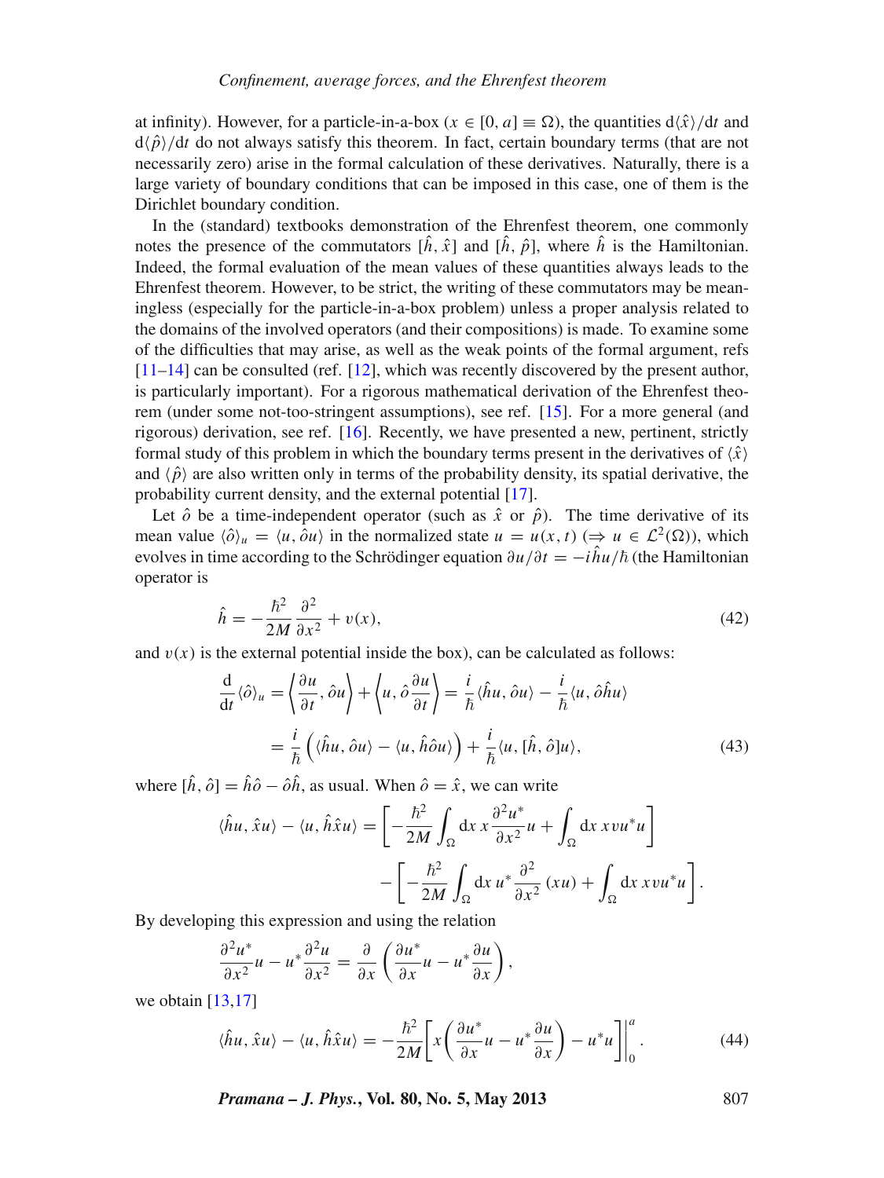at infinity). However, for a particle-in-a-box ($x \in [0, a] \equiv \Omega$), the quantities $\mathrm{d}\langle\hat{x}\rangle/\mathrm{d}t$ and $\mathrm{d}\langle\hat{p}\rangle/\mathrm{d}t$ do not always satisfy this theorem. In fact, certain boundary terms (that are not necessarily zero) arise in the formal calculation of these derivatives. Naturally, there is a large variety of boundary conditions that can be imposed in this case, one of them is the Dirichlet boundary condition.

In the (standard) textbooks demonstration of the Ehrenfest theorem, one commonly notes the presence of the commutators $[\hat{h}, \hat{x}]$ and $[\hat{h}, \hat{p}]$, where $\hat{h}$ is the Hamiltonian. Indeed, the formal evaluation of the mean values of these quantities always leads to the Ehrenfest theorem. However, to be strict, the writing of these commutators may be meaningless (especially for the particle-in-a-box problem) unless a proper analysis related to the domains of the involved operators (and their compositions) is made. To examine some of the difficulties that may arise, as well as the weak points of the formal argument, refs [11–14] can be consulted (ref. [12], which was recently discovered by the present author, is particularly important). For a rigorous mathematical derivation of the Ehrenfest theorem (under some not-too-stringent assumptions), see ref. [15]. For a more general (and rigorous) derivation, see ref. [16]. Recently, we have presented a new, pertinent, strictly formal study of this problem in which the boundary terms present in the derivatives of $\langle\hat{x}\rangle$ and $\langle\hat{p}\rangle$ are also written only in terms of the probability density, its spatial derivative, the probability current density, and the external potential [17].

Let $\hat{o}$ be a time-independent operator (such as $\hat{x}$ or $\hat{p}$). The time derivative of its mean value $\langle\hat{o}\rangle_u = \langle u, \hat{o}u\rangle$ in the normalized state $u = u(x,t)$ ($\Rightarrow u \in \mathcal{L}^2(\Omega)$), which evolves in time according to the Schrödinger equation $\partial u/\partial t = -i\hat{h}u/\hbar$ (the Hamiltonian operator is

$$\hat{h} = -\frac{\hbar^2}{2M}\frac{\partial^2}{\partial x^2} + v(x), \tag{42}$$

and $v(x)$ is the external potential inside the box), can be calculated as follows:

$$\begin{aligned}\frac{\mathrm{d}}{\mathrm{d}t}\langle\hat{o}\rangle_u &= \left\langle\frac{\partial u}{\partial t}, \hat{o}u\right\rangle + \left\langle u, \hat{o}\frac{\partial u}{\partial t}\right\rangle = \frac{i}{\hbar}\langle\hat{h}u, \hat{o}u\rangle - \frac{i}{\hbar}\langle u, \hat{o}\hat{h}u\rangle \\ &= \frac{i}{\hbar}\Big(\langle\hat{h}u, \hat{o}u\rangle - \langle u, \hat{h}\hat{o}u\rangle\Big) + \frac{i}{\hbar}\langle u, [\hat{h}, \hat{o}]u\rangle,\end{aligned} \tag{43}$$

where $[\hat{h}, \hat{o}] = \hat{h}\hat{o} - \hat{o}\hat{h}$, as usual. When $\hat{o} = \hat{x}$, we can write

$$\begin{aligned}\langle\hat{h}u, \hat{x}u\rangle - \langle u, \hat{h}\hat{x}u\rangle = &\left[-\frac{\hbar^2}{2M}\int_\Omega \mathrm{d}x\, x\frac{\partial^2 u^*}{\partial x^2}u + \int_\Omega \mathrm{d}x\, xvu^*u\right] \\ &-\left[-\frac{\hbar^2}{2M}\int_\Omega \mathrm{d}x\, u^*\frac{\partial^2}{\partial x^2}(xu) + \int_\Omega \mathrm{d}x\, xvu^*u\right].\end{aligned}$$

By developing this expression and using the relation

$$\frac{\partial^2 u^*}{\partial x^2}u - u^*\frac{\partial^2 u}{\partial x^2} = \frac{\partial}{\partial x}\left(\frac{\partial u^*}{\partial x}u - u^*\frac{\partial u}{\partial x}\right),$$

we obtain [13,17]

$$\langle\hat{h}u, \hat{x}u\rangle - \langle u, \hat{h}\hat{x}u\rangle = -\frac{\hbar^2}{2M}\left[x\left(\frac{\partial u^*}{\partial x}u - u^*\frac{\partial u}{\partial x}\right) - u^*u\right]\Bigg|_0^a. \tag{44}$$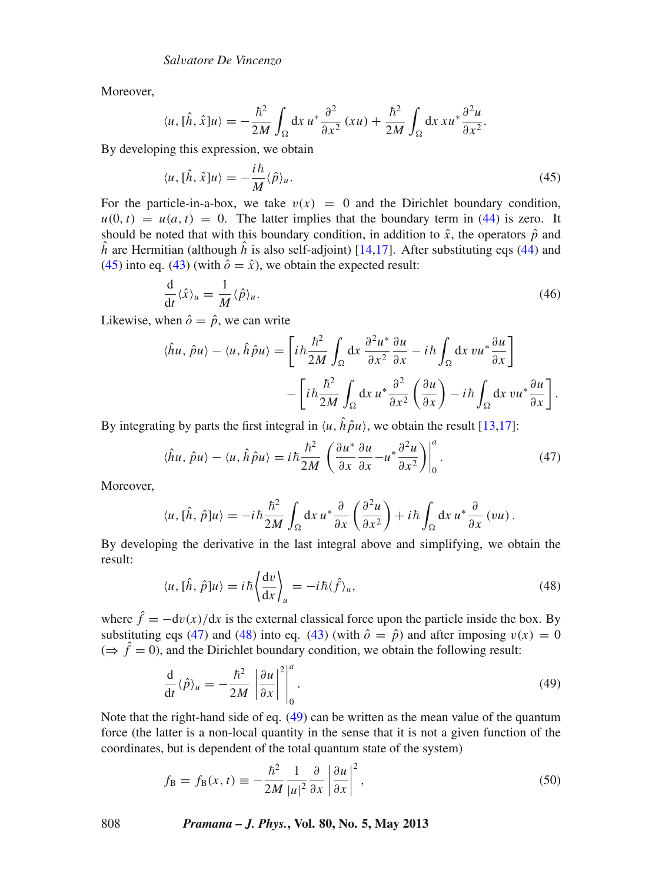Moreover,

$$\langle u, [\hat{h}, \hat{x}]u \rangle = -\frac{\hbar^2}{2M} \int_\Omega \mathrm{d}x\, u^* \frac{\partial^2}{\partial x^2}(xu) + \frac{\hbar^2}{2M} \int_\Omega \mathrm{d}x\, x u^* \frac{\partial^2 u}{\partial x^2}.$$

By developing this expression, we obtain

$$\langle u, [\hat{h}, \hat{x}]u \rangle = -\frac{i\hbar}{M} \langle \hat{p} \rangle_u. \tag{45}$$

For the particle-in-a-box, we take $v(x) = 0$ and the Dirichlet boundary condition, $u(0, t) = u(a, t) = 0$. The latter implies that the boundary term in (44) is zero. It should be noted that with this boundary condition, in addition to $\hat{x}$, the operators $\hat{p}$ and $\hat{h}$ are Hermitian (although $\hat{h}$ is also self-adjoint) [14,17]. After substituting eqs (44) and (45) into eq. (43) (with $\hat{o} = \hat{x}$), we obtain the expected result:

$$\frac{\mathrm{d}}{\mathrm{d}t} \langle \hat{x} \rangle_u = \frac{1}{M} \langle \hat{p} \rangle_u. \tag{46}$$

Likewise, when $\hat{o} = \hat{p}$, we can write

$$\langle \hat{h}u, \hat{p}u \rangle - \langle u, \hat{h}\hat{p}u \rangle = \left[ i\hbar \frac{\hbar^2}{2M} \int_\Omega \mathrm{d}x\, \frac{\partial^2 u^*}{\partial x^2} \frac{\partial u}{\partial x} - i\hbar \int_\Omega \mathrm{d}x\, v u^* \frac{\partial u}{\partial x} \right] - \left[ i\hbar \frac{\hbar^2}{2M} \int_\Omega \mathrm{d}x\, u^* \frac{\partial^2}{\partial x^2} \left( \frac{\partial u}{\partial x} \right) - i\hbar \int_\Omega \mathrm{d}x\, v u^* \frac{\partial u}{\partial x} \right].$$

By integrating by parts the first integral in $\langle u, \hat{h}\hat{p}u \rangle$, we obtain the result [13,17]:

$$\langle \hat{h}u, \hat{p}u \rangle - \langle u, \hat{h}\hat{p}u \rangle = i\hbar \frac{\hbar^2}{2M} \left( \frac{\partial u^*}{\partial x} \frac{\partial u}{\partial x} - u^* \frac{\partial^2 u}{\partial x^2} \right) \Bigg|_0^a. \tag{47}$$

Moreover,

$$\langle u, [\hat{h}, \hat{p}]u \rangle = -i\hbar \frac{\hbar^2}{2M} \int_\Omega \mathrm{d}x\, u^* \frac{\partial}{\partial x} \left( \frac{\partial^2 u}{\partial x^2} \right) + i\hbar \int_\Omega \mathrm{d}x\, u^* \frac{\partial}{\partial x} (vu).$$

By developing the derivative in the last integral above and simplifying, we obtain the result:

$$\langle u, [\hat{h}, \hat{p}]u \rangle = i\hbar \left\langle \frac{\mathrm{d}v}{\mathrm{d}x} \right\rangle_u = -i\hbar \langle \hat{f} \rangle_u, \tag{48}$$

where $\hat{f} = -\mathrm{d}v(x)/\mathrm{d}x$ is the external classical force upon the particle inside the box. By substituting eqs (47) and (48) into eq. (43) (with $\hat{o} = \hat{p}$) and after imposing $v(x) = 0$ ($\Rightarrow \hat{f} = 0$), and the Dirichlet boundary condition, we obtain the following result:

$$\frac{\mathrm{d}}{\mathrm{d}t} \langle \hat{p} \rangle_u = -\frac{\hbar^2}{2M} \left| \frac{\partial u}{\partial x} \right|^2 \Bigg|_0^a. \tag{49}$$

Note that the right-hand side of eq. (49) can be written as the mean value of the quantum force (the latter is a non-local quantity in the sense that it is not a given function of the coordinates, but is dependent of the total quantum state of the system)

$$f_\mathrm{B} = f_\mathrm{B}(x, t) \equiv -\frac{\hbar^2}{2M} \frac{1}{|u|^2} \frac{\partial}{\partial x} \left| \frac{\partial u}{\partial x} \right|^2, \tag{50}$$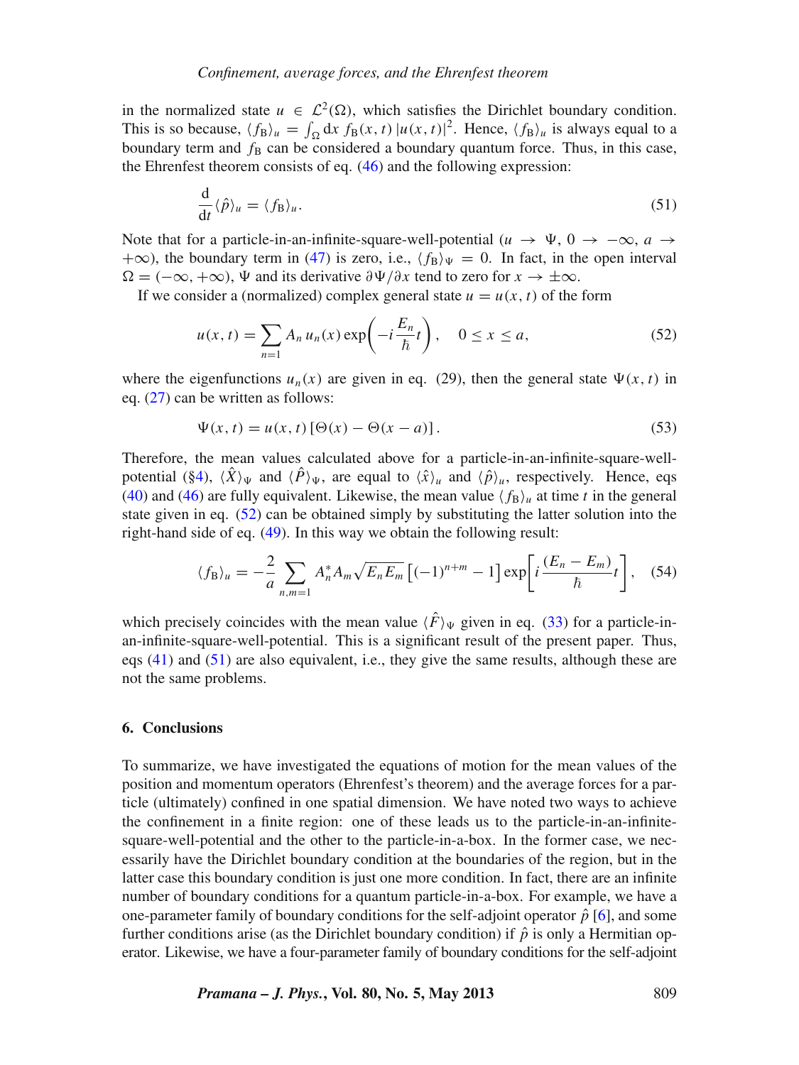in the normalized state $u \in \mathcal{L}^2(\Omega)$, which satisfies the Dirichlet boundary condition. This is so because, $\langle f_{\rm B}\rangle_u = \int_\Omega {\rm d}x\, f_{\rm B}(x,t)\,|u(x,t)|^2$. Hence, $\langle f_{\rm B}\rangle_u$ is always equal to a boundary term and $f_{\rm B}$ can be considered a boundary quantum force. Thus, in this case, the Ehrenfest theorem consists of eq. (46) and the following expression:

$$\frac{{\rm d}}{{\rm d}t}\langle \hat{p}\rangle_u = \langle f_{\rm B}\rangle_u. \tag{51}$$

Note that for a particle-in-an-infinite-square-well-potential ($u \to \Psi$, $0 \to -\infty$, $a \to +\infty$), the boundary term in (47) is zero, i.e., $\langle f_{\rm B}\rangle_\Psi = 0$. In fact, in the open interval $\Omega = (-\infty, +\infty)$, $\Psi$ and its derivative $\partial\Psi/\partial x$ tend to zero for $x \to \pm\infty$.

If we consider a (normalized) complex general state $u = u(x,t)$ of the form

$$u(x,t) = \sum_{n=1} A_n\, u_n(x) \exp\left(-i\frac{E_n}{\hbar}t\right), \quad 0 \le x \le a, \tag{52}$$

where the eigenfunctions $u_n(x)$ are given in eq. (29), then the general state $\Psi(x,t)$ in eq. (27) can be written as follows:

$$\Psi(x,t) = u(x,t)\,[\Theta(x) - \Theta(x-a)]\,. \tag{53}$$

Therefore, the mean values calculated above for a particle-in-an-infinite-square-well-potential (§4), $\langle \hat{X}\rangle_\Psi$ and $\langle \hat{P}\rangle_\Psi$, are equal to $\langle \hat{x}\rangle_u$ and $\langle \hat{p}\rangle_u$, respectively. Hence, eqs (40) and (46) are fully equivalent. Likewise, the mean value $\langle f_{\rm B}\rangle_u$ at time $t$ in the general state given in eq. (52) can be obtained simply by substituting the latter solution into the right-hand side of eq. (49). In this way we obtain the following result:

$$\langle f_{\rm B}\rangle_u = -\frac{2}{a}\sum_{n,m=1} A_n^* A_m \sqrt{E_n E_m}\left[(-1)^{n+m} - 1\right] \exp\left[i\frac{(E_n - E_m)}{\hbar}t\right], \tag{54}$$

which precisely coincides with the mean value $\langle \hat{F}\rangle_\Psi$ given in eq. (33) for a particle-in-an-infinite-square-well-potential. This is a significant result of the present paper. Thus, eqs (41) and (51) are also equivalent, i.e., they give the same results, although these are not the same problems.

## 6. Conclusions

To summarize, we have investigated the equations of motion for the mean values of the position and momentum operators (Ehrenfest's theorem) and the average forces for a particle (ultimately) confined in one spatial dimension. We have noted two ways to achieve the confinement in a finite region: one of these leads us to the particle-in-an-infinite-square-well-potential and the other to the particle-in-a-box. In the former case, we necessarily have the Dirichlet boundary condition at the boundaries of the region, but in the latter case this boundary condition is just one more condition. In fact, there are an infinite number of boundary conditions for a quantum particle-in-a-box. For example, we have a one-parameter family of boundary conditions for the self-adjoint operator $\hat{p}$ [6], and some further conditions arise (as the Dirichlet boundary condition) if $\hat{p}$ is only a Hermitian operator. Likewise, we have a four-parameter family of boundary conditions for the self-adjoint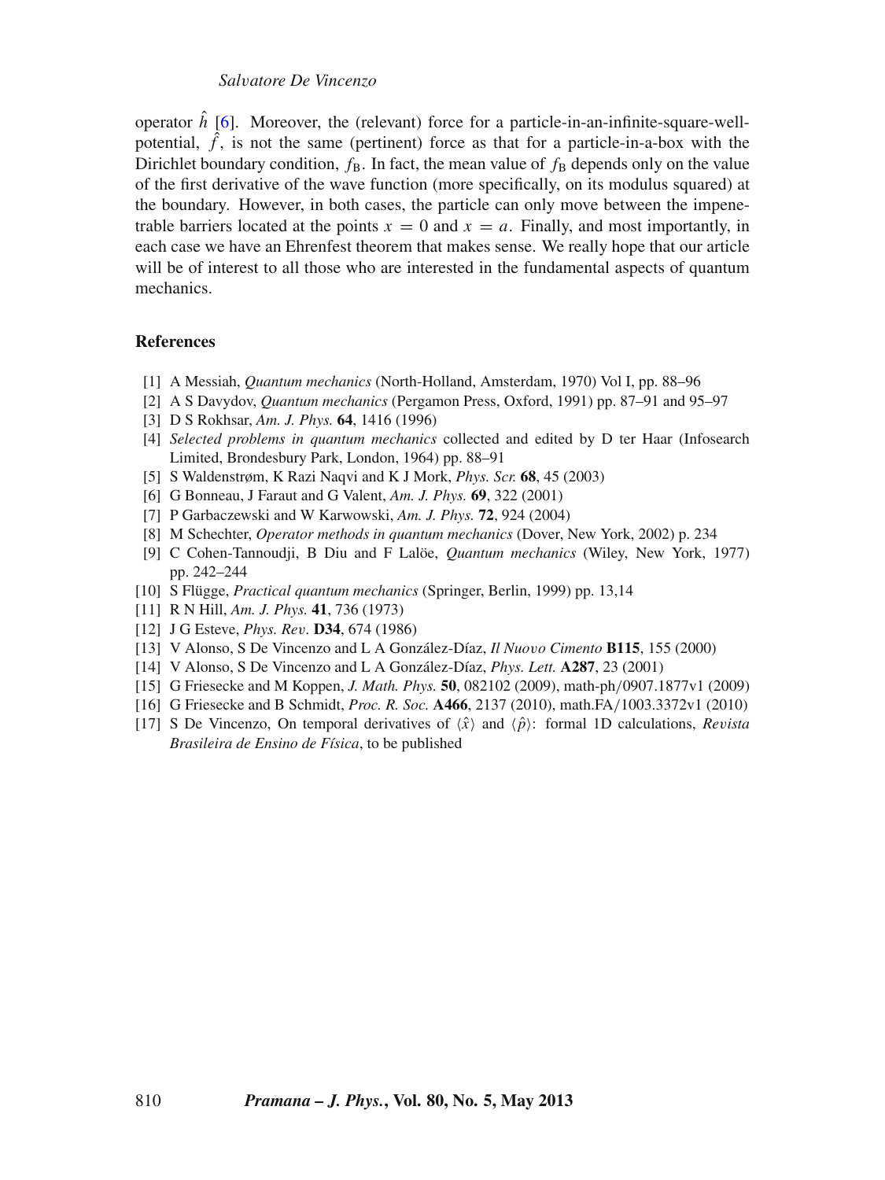operator $\hat{h}$ [6]. Moreover, the (relevant) force for a particle-in-an-infinite-square-well-potential, $\hat{f}$, is not the same (pertinent) force as that for a particle-in-a-box with the Dirichlet boundary condition, $f_{\mathrm{B}}$. In fact, the mean value of $f_{\mathrm{B}}$ depends only on the value of the first derivative of the wave function (more specifically, on its modulus squared) at the boundary. However, in both cases, the particle can only move between the impenetrable barriers located at the points $x = 0$ and $x = a$. Finally, and most importantly, in each case we have an Ehrenfest theorem that makes sense. We really hope that our article will be of interest to all those who are interested in the fundamental aspects of quantum mechanics.

## References

[1] A Messiah, *Quantum mechanics* (North-Holland, Amsterdam, 1970) Vol I, pp. 88–96

[2] A S Davydov, *Quantum mechanics* (Pergamon Press, Oxford, 1991) pp. 87–91 and 95–97

[3] D S Rokhsar, *Am. J. Phys.* **64**, 1416 (1996)

[4] *Selected problems in quantum mechanics* collected and edited by D ter Haar (Infosearch Limited, Brondesbury Park, London, 1964) pp. 88–91

[5] S Waldenstrøm, K Razi Naqvi and K J Mork, *Phys. Scr.* **68**, 45 (2003)

[6] G Bonneau, J Faraut and G Valent, *Am. J. Phys.* **69**, 322 (2001)

[7] P Garbaczewski and W Karwowski, *Am. J. Phys.* **72**, 924 (2004)

[8] M Schechter, *Operator methods in quantum mechanics* (Dover, New York, 2002) p. 234

[9] C Cohen-Tannoudji, B Diu and F Lalöe, *Quantum mechanics* (Wiley, New York, 1977) pp. 242–244

[10] S Flügge, *Practical quantum mechanics* (Springer, Berlin, 1999) pp. 13,14

[11] R N Hill, *Am. J. Phys.* **41**, 736 (1973)

[12] J G Esteve, *Phys. Rev.* **D34**, 674 (1986)

[13] V Alonso, S De Vincenzo and L A González-Díaz, *Il Nuovo Cimento* **B115**, 155 (2000)

[14] V Alonso, S De Vincenzo and L A González-Díaz, *Phys. Lett.* **A287**, 23 (2001)

[15] G Friesecke and M Koppen, *J. Math. Phys.* **50**, 082102 (2009), math-ph/0907.1877v1 (2009)

[16] G Friesecke and B Schmidt, *Proc. R. Soc.* **A466**, 2137 (2010), math.FA/1003.3372v1 (2010)

[17] S De Vincenzo, On temporal derivatives of $\langle \hat{x} \rangle$ and $\langle \hat{p} \rangle$: formal 1D calculations, *Revista Brasileira de Ensino de Física*, to be published